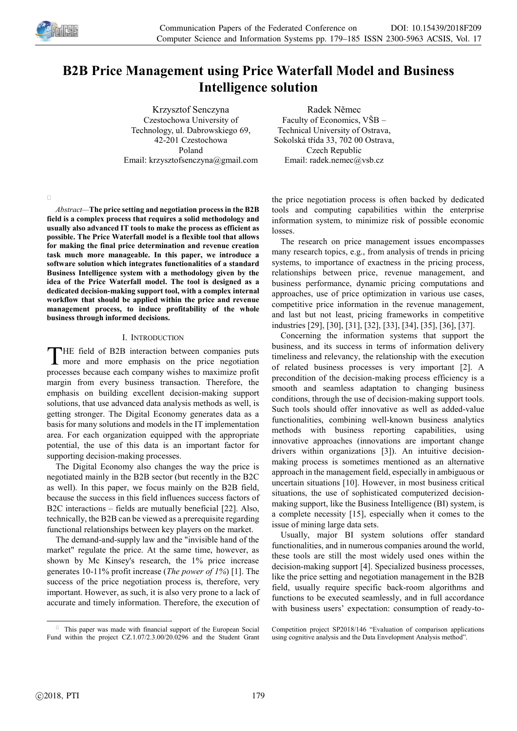# B2B Price Management using Price Waterfall Model and Business Intelligence solution

Krzysztof Senczyna
Czestochowa University of Technology, ul. Dabrowskiego 69, 42-201 Czestochowa
Poland
Email: krzysztofsenczyna@gmail.com

Radek Němec
Faculty of Economics, VŠB – Technical University of Ostrava, Sokolská třída 33, 702 00 Ostrava, Czech Republic
Email: radek.nemec@vsb.cz

*Abstract*—**The price setting and negotiation process in the B2B field is a complex process that requires a solid methodology and usually also advanced IT tools to make the process as efficient as possible. The Price Waterfall model is a flexible tool that allows for making the final price determination and revenue creation task much more manageable. In this paper, we introduce a software solution which integrates functionalities of a standard Business Intelligence system with a methodology given by the idea of the Price Waterfall model. The tool is designed as a dedicated decision-making support tool, with a complex internal workflow that should be applied within the price and revenue management process, to induce profitability of the whole business through informed decisions.**

## I. Introduction

THE field of B2B interaction between companies puts more and more emphasis on the price negotiation processes because each company wishes to maximize profit margin from every business transaction. Therefore, the emphasis on building excellent decision-making support solutions, that use advanced data analysis methods as well, is getting stronger. The Digital Economy generates data as a basis for many solutions and models in the IT implementation area. For each organization equipped with the appropriate potential, the use of this data is an important factor for supporting decision-making processes.

The Digital Economy also changes the way the price is negotiated mainly in the B2B sector (but recently in the B2C as well). In this paper, we focus mainly on the B2B field, because the success in this field influences success factors of B2C interactions – fields are mutually beneficial [22]. Also, technically, the B2B can be viewed as a prerequisite regarding functional relationships between key players on the market.

The demand-and-supply law and the "invisible hand of the market" regulate the price. At the same time, however, as shown by Mc Kinsey's research, the 1% price increase generates 10-11% profit increase (*The power of 1%*) [1]. The success of the price negotiation process is, therefore, very important. However, as such, it is also very prone to a lack of accurate and timely information. Therefore, the execution of the price negotiation process is often backed by dedicated tools and computing capabilities within the enterprise information system, to minimize risk of possible economic losses.

The research on price management issues encompasses many research topics, e.g., from analysis of trends in pricing systems, to importance of exactness in the pricing process, relationships between price, revenue management, and business performance, dynamic pricing computations and approaches, use of price optimization in various use cases, competitive price information in the revenue management, and last but not least, pricing frameworks in competitive industries [29], [30], [31], [32], [33], [34], [35], [36], [37].

Concerning the information systems that support the business, and its success in terms of information delivery timeliness and relevancy, the relationship with the execution of related business processes is very important [2]. A precondition of the decision-making process efficiency is a smooth and seamless adaptation to changing business conditions, through the use of decision-making support tools. Such tools should offer innovative as well as added-value functionalities, combining well-known business analytics methods with business reporting capabilities, using innovative approaches (innovations are important change drivers within organizations [3]). An intuitive decision-making process is sometimes mentioned as an alternative approach in the management field, especially in ambiguous or uncertain situations [10]. However, in most business critical situations, the use of sophisticated computerized decision-making support, like the Business Intelligence (BI) system, is a complete necessity [15], especially when it comes to the issue of mining large data sets.

Usually, major BI system solutions offer standard functionalities, and in numerous companies around the world, these tools are still the most widely used ones within the decision-making support [4]. Specialized business processes, like the price setting and negotiation management in the B2B field, usually require specific back-room algorithms and functions to be executed seamlessly, and in full accordance with business users' expectation: consumption of ready-to-

This paper was made with financial support of the European Social Fund within the project CZ.1.07/2.3.00/20.0296 and the Student Grant Competition project SP2018/146 "Evaluation of comparison applications using cognitive analysis and the Data Envelopment Analysis method".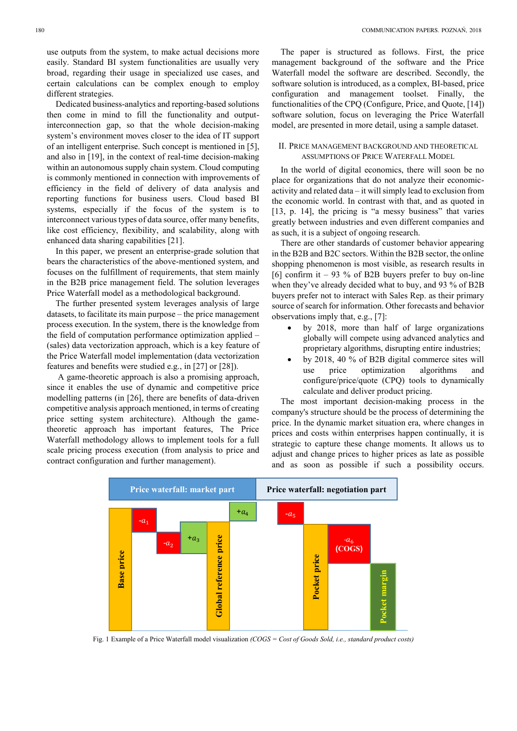use outputs from the system, to make actual decisions more easily. Standard BI system functionalities are usually very broad, regarding their usage in specialized use cases, and certain calculations can be complex enough to employ different strategies.

Dedicated business-analytics and reporting-based solutions then come in mind to fill the functionality and output-interconnection gap, so that the whole decision-making system's environment moves closer to the idea of IT support of an intelligent enterprise. Such concept is mentioned in [5], and also in [19], in the context of real-time decision-making within an autonomous supply chain system. Cloud computing is commonly mentioned in connection with improvements of efficiency in the field of delivery of data analysis and reporting functions for business users. Cloud based BI systems, especially if the focus of the system is to interconnect various types of data source, offer many benefits, like cost efficiency, flexibility, and scalability, along with enhanced data sharing capabilities [21].

In this paper, we present an enterprise-grade solution that bears the characteristics of the above-mentioned system, and focuses on the fulfillment of requirements, that stem mainly in the B2B price management field. The solution leverages Price Waterfall model as a methodological background.

The further presented system leverages analysis of large datasets, to facilitate its main purpose – the price management process execution. In the system, there is the knowledge from the field of computation performance optimization applied – (sales) data vectorization approach, which is a key feature of the Price Waterfall model implementation (data vectorization features and benefits were studied e.g., in [27] or [28]).

A game-theoretic approach is also a promising approach, since it enables the use of dynamic and competitive price modelling patterns (in [26], there are benefits of data-driven competitive analysis approach mentioned, in terms of creating price setting system architecture). Although the game-theoretic approach has important features, The Price Waterfall methodology allows to implement tools for a full scale pricing process execution (from analysis to price and contract configuration and further management).

The paper is structured as follows. First, the price management background of the software and the Price Waterfall model the software are described. Secondly, the software solution is introduced, as a complex, BI-based, price configuration and management toolset. Finally, the functionalities of the CPQ (Configure, Price, and Quote, [14]) software solution, focus on leveraging the Price Waterfall model, are presented in more detail, using a sample dataset.

## II. Price Management Background and Theoretical Assumptions of Price Waterfall Model

In the world of digital economics, there will soon be no place for organizations that do not analyze their economic-activity and related data – it will simply lead to exclusion from the economic world. In contrast with that, and as quoted in [13, p. 14], the pricing is "a messy business" that varies greatly between industries and even different companies and as such, it is a subject of ongoing research.

There are other standards of customer behavior appearing in the B2B and B2C sectors. Within the B2B sector, the online shopping phenomenon is most visible, as research results in [6] confirm it – 93 % of B2B buyers prefer to buy on-line when they've already decided what to buy, and 93 % of B2B buyers prefer not to interact with Sales Rep. as their primary source of search for information. Other forecasts and behavior observations imply that, e.g., [7]:

- by 2018, more than half of large organizations globally will compete using advanced analytics and proprietary algorithms, disrupting entire industries;
- by 2018, 40 % of B2B digital commerce sites will use price optimization algorithms and configure/price/quote (CPQ) tools to dynamically calculate and deliver product pricing.

The most important decision-making process in the company's structure should be the process of determining the price. In the dynamic market situation era, where changes in prices and costs within enterprises happen continually, it is strategic to capture these change moments. It allows us to adjust and change prices to higher prices as late as possible and as soon as possible if such a possibility occurs.

Price waterfall: market part | Price waterfall: negotiation part

Base price, $-a_1$, $-a_2$, $+a_3$, Global reference price, $+a_4$, $-a_5$, Pocket price, $-a_6$ (COGS), Pocket margin

Fig. 1 Example of a Price Waterfall model visualization *(COGS = Cost of Goods Sold, i.e., standard product costs)*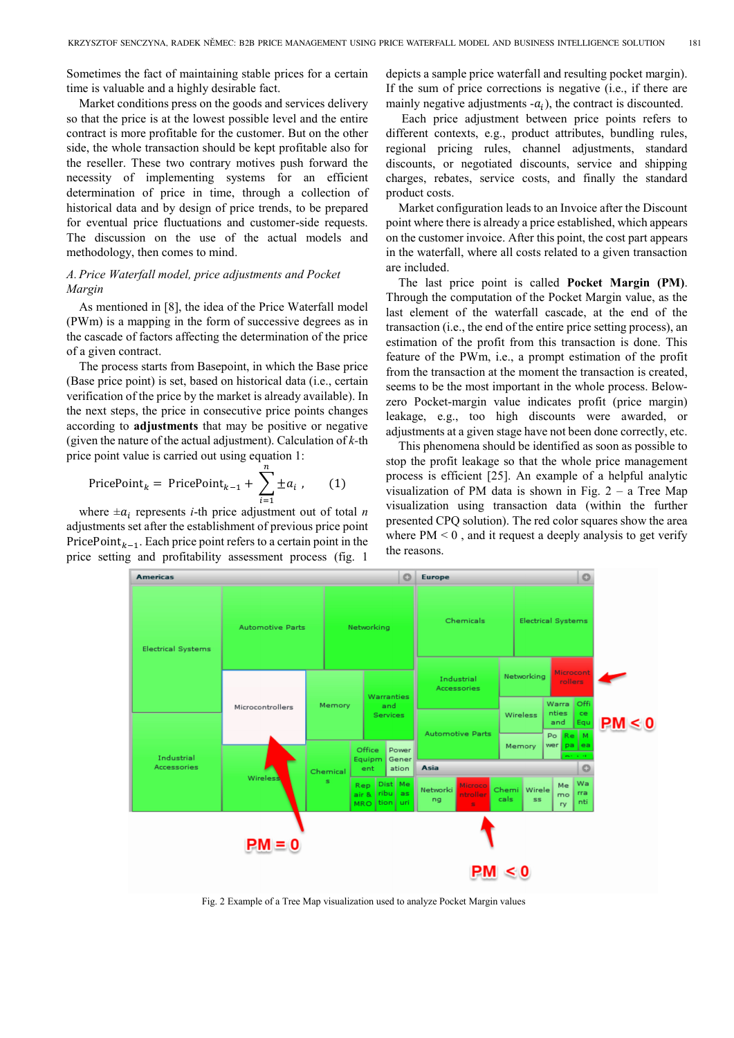Sometimes the fact of maintaining stable prices for a certain time is valuable and a highly desirable fact.

Market conditions press on the goods and services delivery so that the price is at the lowest possible level and the entire contract is more profitable for the customer. But on the other side, the whole transaction should be kept profitable also for the reseller. These two contrary motives push forward the necessity of implementing systems for an efficient determination of price in time, through a collection of historical data and by design of price trends, to be prepared for eventual price fluctuations and customer-side requests. The discussion on the use of the actual models and methodology, then comes to mind.

*A. Price Waterfall model, price adjustments and Pocket Margin*

As mentioned in [8], the idea of the Price Waterfall model (PWm) is a mapping in the form of successive degrees as in the cascade of factors affecting the determination of the price of a given contract.

The process starts from Basepoint, in which the Base price (Base price point) is set, based on historical data (i.e., certain verification of the price by the market is already available). In the next steps, the price in consecutive price points changes according to **adjustments** that may be positive or negative (given the nature of the actual adjustment). Calculation of $k$-th price point value is carried out using equation 1:

$$\text{PricePoint}_k = \text{PricePoint}_{k-1} + \sum_{i=1}^{n} \pm a_i \; , \qquad (1)$$

where $\pm a_i$ represents $i$-th price adjustment out of total $n$ adjustments set after the establishment of previous price point $\text{PricePoint}_{k-1}$. Each price point refers to a certain point in the price setting and profitability assessment process (fig. 1 depicts a sample price waterfall and resulting pocket margin). If the sum of price corrections is negative (i.e., if there are mainly negative adjustments $-a_i$), the contract is discounted.

Each price adjustment between price points refers to different contexts, e.g., product attributes, bundling rules, regional pricing rules, channel adjustments, standard discounts, or negotiated discounts, service and shipping charges, rebates, service costs, and finally the standard product costs.

Market configuration leads to an Invoice after the Discount point where there is already a price established, which appears on the customer invoice. After this point, the cost part appears in the waterfall, where all costs related to a given transaction are included.

The last price point is called **Pocket Margin (PM)**. Through the computation of the Pocket Margin value, as the last element of the waterfall cascade, at the end of the transaction (i.e., the end of the entire price setting process), an estimation of the profit from this transaction is done. This feature of the PWm, i.e., a prompt estimation of the profit from the transaction at the moment the transaction is created, seems to be the most important in the whole process. Below-zero Pocket-margin value indicates profit (price margin) leakage, e.g., too high discounts were awarded, or adjustments at a given stage have not been done correctly, etc.

This phenomena should be identified as soon as possible to stop the profit leakage so that the whole price management process is efficient [25]. An example of a helpful analytic visualization of PM data is shown in Fig. 2 – a Tree Map visualization using transaction data (within the further presented CPQ solution). The red color squares show the area where PM < 0 , and it request a deeply analysis to get verify the reasons.

Fig. 2 Example of a Tree Map visualization used to analyze Pocket Margin values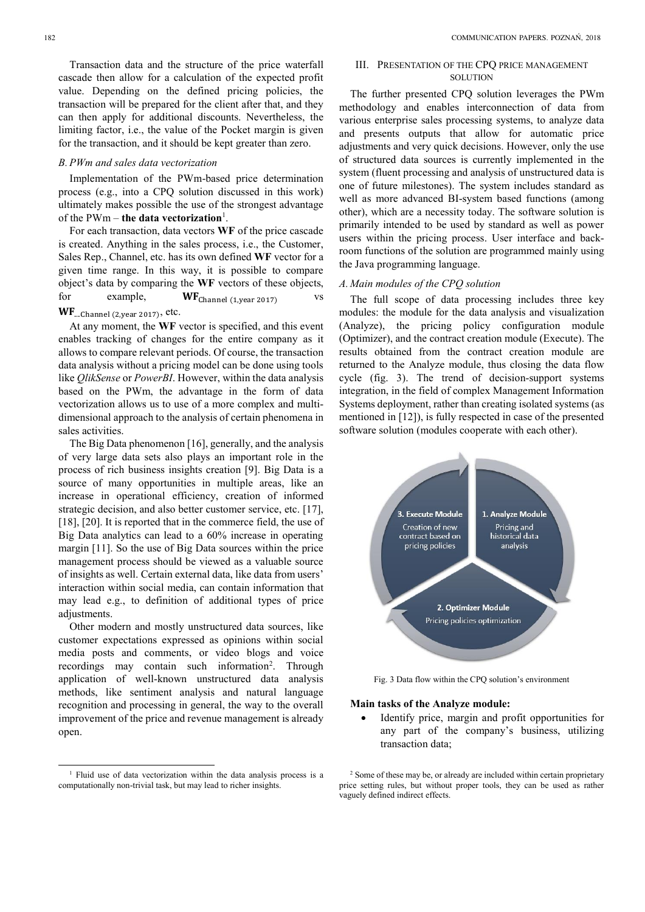Transaction data and the structure of the price waterfall cascade then allow for a calculation of the expected profit value. Depending on the defined pricing policies, the transaction will be prepared for the client after that, and they can then apply for additional discounts. Nevertheless, the limiting factor, i.e., the value of the Pocket margin is given for the transaction, and it should be kept greater than zero.

### *B. PWm and sales data vectorization*

Implementation of the PWm-based price determination process (e.g., into a CPQ solution discussed in this work) ultimately makes possible the use of the strongest advantage of the PWm – **the data vectorization**[1].

For each transaction, data vectors **WF** of the price cascade is created. Anything in the sales process, i.e., the Customer, Sales Rep., Channel, etc. has its own defined **WF** vector for a given time range. In this way, it is possible to compare object's data by comparing the **WF** vectors of these objects, for example, $\mathbf{WF}_{\text{Channel (1,year 2017)}}$ vs $\mathbf{WF}_{\text{...Channel (2,year 2017)}}$, etc.

At any moment, the **WF** vector is specified, and this event enables tracking of changes for the entire company as it allows to compare relevant periods. Of course, the transaction data analysis without a pricing model can be done using tools like *QlikSense* or *PowerBI*. However, within the data analysis based on the PWm, the advantage in the form of data vectorization allows us to use of a more complex and multi-dimensional approach to the analysis of certain phenomena in sales activities.

The Big Data phenomenon [16], generally, and the analysis of very large data sets also plays an important role in the process of rich business insights creation [9]. Big Data is a source of many opportunities in multiple areas, like an increase in operational efficiency, creation of informed strategic decision, and also better customer service, etc. [17], [18], [20]. It is reported that in the commerce field, the use of Big Data analytics can lead to a 60% increase in operating margin [11]. So the use of Big Data sources within the price management process should be viewed as a valuable source of insights as well. Certain external data, like data from users' interaction within social media, can contain information that may lead e.g., to definition of additional types of price adjustments.

Other modern and mostly unstructured data sources, like customer expectations expressed as opinions within social media posts and comments, or video blogs and voice recordings may contain such information[2]. Through application of well-known unstructured data analysis methods, like sentiment analysis and natural language recognition and processing in general, the way to the overall improvement of the price and revenue management is already open.

## III. Presentation of the CPQ Price Management Solution

The further presented CPQ solution leverages the PWm methodology and enables interconnection of data from various enterprise sales processing systems, to analyze data and presents outputs that allow for automatic price adjustments and very quick decisions. However, only the use of structured data sources is currently implemented in the system (fluent processing and analysis of unstructured data is one of future milestones). The system includes standard as well as more advanced BI-system based functions (among other), which are a necessity today. The software solution is primarily intended to be used by standard as well as power users within the pricing process. User interface and back-room functions of the solution are programmed mainly using the Java programming language.

### *A. Main modules of the CPQ solution*

The full scope of data processing includes three key modules: the module for the data analysis and visualization (Analyze), the pricing policy configuration module (Optimizer), and the contract creation module (Execute). The results obtained from the contract creation module are returned to the Analyze module, thus closing the data flow cycle (fig. 3). The trend of decision-support systems integration, in the field of complex Management Information Systems deployment, rather than creating isolated systems (as mentioned in [12]), is fully respected in case of the presented software solution (modules cooperate with each other).

Fig. 3 Data flow within the CPQ solution's environment

**Main tasks of the Analyze module:**

- Identify price, margin and profit opportunities for any part of the company's business, utilizing transaction data;

[1] Fluid use of data vectorization within the data analysis process is a computationally non-trivial task, but may lead to richer insights.

[2] Some of these may be, or already are included within certain proprietary price setting rules, but without proper tools, they can be used as rather vaguely defined indirect effects.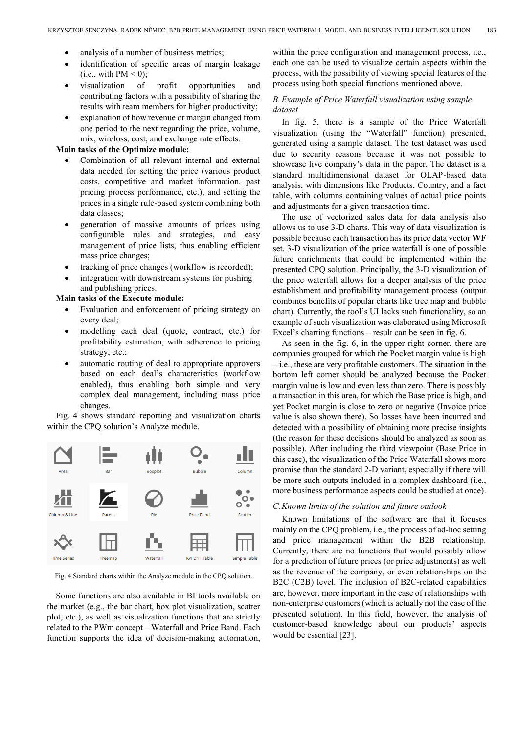- analysis of a number of business metrics;
- identification of specific areas of margin leakage (i.e., with PM < 0);
- visualization of profit opportunities and contributing factors with a possibility of sharing the results with team members for higher productivity;
- explanation of how revenue or margin changed from one period to the next regarding the price, volume, mix, win/loss, cost, and exchange rate effects.

**Main tasks of the Optimize module:**

- Combination of all relevant internal and external data needed for setting the price (various product costs, competitive and market information, past pricing process performance, etc.), and setting the prices in a single rule-based system combining both data classes;
- generation of massive amounts of prices using configurable rules and strategies, and easy management of price lists, thus enabling efficient mass price changes;
- tracking of price changes (workflow is recorded);
- integration with downstream systems for pushing and publishing prices.

**Main tasks of the Execute module:**

- Evaluation and enforcement of pricing strategy on every deal;
- modelling each deal (quote, contract, etc.) for profitability estimation, with adherence to pricing strategy, etc.;
- automatic routing of deal to appropriate approvers based on each deal's characteristics (workflow enabled), thus enabling both simple and very complex deal management, including mass price changes.

Fig. 4 shows standard reporting and visualization charts within the CPQ solution's Analyze module.

Area, Bar, Boxplot, Bubble, Column, Column & Line, Pareto, Pie, Price Band, Scatter, Time Series, Treemap, Waterfall, KPI Drill Table, Simple Table

Fig. 4 Standard charts within the Analyze module in the CPQ solution.

Some functions are also available in BI tools available on the market (e.g., the bar chart, box plot visualization, scatter plot, etc.), as well as visualization functions that are strictly related to the PWm concept – Waterfall and Price Band. Each function supports the idea of decision-making automation, within the price configuration and management process, i.e., each one can be used to visualize certain aspects within the process, with the possibility of viewing special features of the process using both special functions mentioned above.

### *B. Example of Price Waterfall visualization using sample dataset*

In fig. 5, there is a sample of the Price Waterfall visualization (using the "Waterfall" function) presented, generated using a sample dataset. The test dataset was used due to security reasons because it was not possible to showcase live company's data in the paper. The dataset is a standard multidimensional dataset for OLAP-based data analysis, with dimensions like Products, Country, and a fact table, with columns containing values of actual price points and adjustments for a given transaction time.

The use of vectorized sales data for data analysis also allows us to use 3-D charts. This way of data visualization is possible because each transaction has its price data vector **WF** set. 3-D visualization of the price waterfall is one of possible future enrichments that could be implemented within the presented CPQ solution. Principally, the 3-D visualization of the price waterfall allows for a deeper analysis of the price establishment and profitability management process (output combines benefits of popular charts like tree map and bubble chart). Currently, the tool's UI lacks such functionality, so an example of such visualization was elaborated using Microsoft Excel's charting functions – result can be seen in fig. 6.

As seen in the fig. 6, in the upper right corner, there are companies grouped for which the Pocket margin value is high – i.e., these are very profitable customers. The situation in the bottom left corner should be analyzed because the Pocket margin value is low and even less than zero. There is possibly a transaction in this area, for which the Base price is high, and yet Pocket margin is close to zero or negative (Invoice price value is also shown there). So losses have been incurred and detected with a possibility of obtaining more precise insights (the reason for these decisions should be analyzed as soon as possible). After including the third viewpoint (Base Price in this case), the visualization of the Price Waterfall shows more promise than the standard 2-D variant, especially if there will be more such outputs included in a complex dashboard (i.e., more business performance aspects could be studied at once).

### *C. Known limits of the solution and future outlook*

Known limitations of the software are that it focuses mainly on the CPQ problem, i.e., the process of ad-hoc setting and price management within the B2B relationship. Currently, there are no functions that would possibly allow for a prediction of future prices (or price adjustments) as well as the revenue of the company, or even relationships on the B2C (C2B) level. The inclusion of B2C-related capabilities are, however, more important in the case of relationships with non-enterprise customers (which is actually not the case of the presented solution). In this field, however, the analysis of customer-based knowledge about our products' aspects would be essential [23].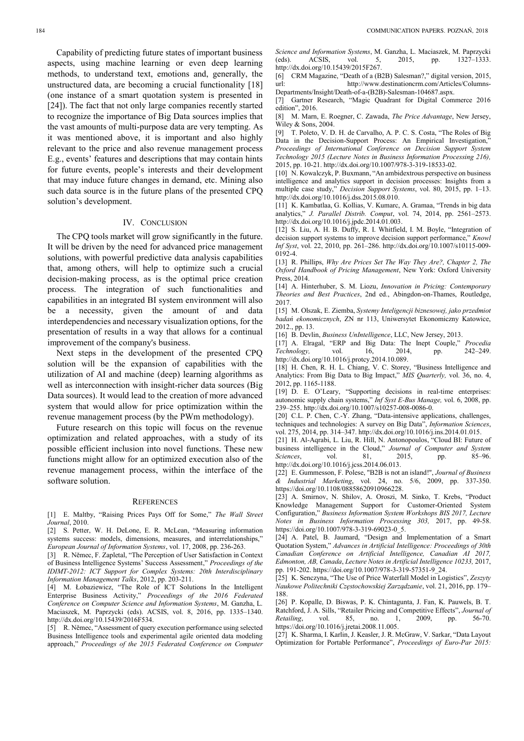Capability of predicting future states of important business aspects, using machine learning or even deep learning methods, to understand text, emotions and, generally, the unstructured data, are becoming a crucial functionality [18] (one instance of a smart quotation system is presented in [24]). The fact that not only large companies recently started to recognize the importance of Big Data sources implies that the vast amounts of multi-purpose data are very tempting. As it was mentioned above, it is important and also highly relevant to the price and also revenue management process E.g., events' features and descriptions that may contain hints for future events, people's interests and their development that may induce future changes in demand, etc. Mining also such data source is in the future plans of the presented CPQ solution's development.

## IV. Conclusion

The CPQ tools market will grow significantly in the future. It will be driven by the need for advanced price management solutions, with powerful predictive data analysis capabilities that, among others, will help to optimize such a crucial decision-making process, as is the optimal price creation process. The integration of such functionalities and capabilities in an integrated BI system environment will also be a necessity, given the amount of and data interdependencies and necessary visualization options, for the presentation of results in a way that allows for a continual improvement of the company's business.

Next steps in the development of the presented CPQ solution will be the expansion of capabilities with the utilization of AI and machine (deep) learning algorithms as well as interconnection with insight-richer data sources (Big Data sources). It would lead to the creation of more advanced system that would allow for price optimization within the revenue management process (by the PWm methodology).

Future research on this topic will focus on the revenue optimization and related approaches, with a study of its possible efficient inclusion into novel functions. These new functions might allow for an optimized execution also of the revenue management process, within the interface of the software solution.

## References

[1] E. Maltby, "Raising Prices Pays Off for Some," *The Wall Street Journal*, 2010.

[2] S. Petter, W. H. DeLone, E. R. McLean, "Measuring information systems success: models, dimensions, measures, and interrelationships," *European Journal of Information Systems*, vol. 17, 2008, pp. 236-263.

[3] R. Němec, F. Zapletal, "The Perception of User Satisfaction in Context of Business Intelligence Systems' Success Assessment," *Proceedings of the IDIMT-2012: ICT Support for Complex Systems: 20th Interdisciplinary Information Management Talks*, 2012, pp. 203-211.

[4] M. Łobaziewicz, "The Role of ICT Solutions In the Intelligent Enterprise Business Activity," *Proceedings of the 2016 Federated Conference on Computer Science and Information Systems*, M. Ganzha, L. Maciaszek, M. Paprzycki (eds). ACSIS, vol. 8, 2016, pp. 1335–1340. http://dx.doi.org/10.15439/2016F534.

[5] R. Němec, "Assessment of query execution performance using selected Business Intelligence tools and experimental agile oriented data modeling approach," *Proceedings of the 2015 Federated Conference on Computer Science and Information Systems*, M. Ganzha, L. Maciaszek, M. Paprzycki (eds). ACSIS, vol. 5, 2015, pp. 1327–1333. http://dx.doi.org/10.15439/2015F267.

[6] CRM Magazine, "Death of a (B2B) Salesman?," digital version, 2015, url: http://www.destinationcrm.com/Articles/Columns-Departments/Insight/Death-of-a-(B2B)-Salesman-104687.aspx.

[7] Gartner Research, "Magic Quadrant for Digital Commerce 2016 edition", 2016.

[8] M. Marn, E. Roegner, C. Zawada, *The Price Advantage*, New Jersey, Wiley & Sons, 2004.

[9] T. Poleto, V. D. H. de Carvalho, A. P. C. S. Costa, "The Roles of Big Data in the Decision-Support Process: An Empirical Investigation," *Proceedings of International Conference on Decision Support System Technology 2015 (Lecture Notes in Business Information Processing 216),* 2015, pp. 10-21. http://dx.doi.org/10.1007/978-3-319-18533-02.

[10] N. Kowalczyk, P. Buxmann, "An ambidextrous perspective on business intelligence and analytics support in decision processes: Insights from a multiple case study," *Decision Support Systems*, vol. 80, 2015, pp. 1–13. http://dx.doi.org/10.1016/j.dss.2015.08.010.

[11] K. Kambatlaa, G. Kollias, V. Kumarc, A. Gramaa, "Trends in big data analytics," *J. Parallel Distrib. Comput*, vol. 74, 2014, pp. 2561–2573. http://dx.doi.org/10.1016/j.jpdc.2014.01.003.

[12] S. Liu, A. H. B. Duffy, R. I. Whitfield, I. M. Boyle, "Integration of decision support systems to improve decision support performance," *Knowl Inf Syst*, vol. 22, 2010, pp. 261–286. http://dx.doi.org/10.1007/s10115-009-0192-4.

[13] R. Phillips, *Why Are Prices Set The Way They Are?, Chapter 2, The Oxford Handbook of Pricing Management*, New York: Oxford University Press, 2014.

[14] A. Hinterhuber, S. M. Liozu, *Innovation in Pricing: Contemporary Theories and Best Practices*, 2nd ed., Abingdon-on-Thames, Routledge, 2017.

[15] M. Olszak, E. Ziemba, *Systemy Inteligencji biznesowej, jako przedmiot badań ekonomicznych*, ZN nr 113, Uniwersytet Ekonomiczny Katowice, 2012., pp. 13.

[16] B. Devlin, *Business UnIntelligence*, LLC, New Jersey, 2013.

[17] A. Elragal, "ERP and Big Data: The Inept Couple," *Procedia Technology,* vol. 16, 2014, pp. 242–249. http://dx.doi.org/10.1016/j.protcy.2014.10.089.

[18] H. Chen, R. H. L. Chiang, V. C. Storey, "Business Intelligence and Analytics: From Big Data to Big Impact," *MIS Quarterly,* vol. 36, no. 4, 2012, pp. 1165-1188.

[19] D. E. O'Leary, "Supporting decisions in real-time enterprises: autonomic supply chain systems," *Inf Syst E-Bus Manage,* vol. 6, 2008, pp. 239–255. http://dx.doi.org/10.1007/s10257-008-0086-0.

[20] C.L. P. Chen, C.-Y. Zhang, "Data-intensive applications, challenges, techniques and technologies: A survey on Big Data", *Information Sciences*, vol. 275, 2014, pp. 314–347. http://dx.doi.org/10.1016/j.ins.2014.01.015.

[21] H. Al-Aqrabi, L. Liu, R. Hill, N. Antonopoulos, "Cloud BI: Future of business intelligence in the Cloud," *Journal of Computer and System Sciences*, vol. 81, 2015, pp. 85–96. http://dx.doi.org/10.1016/j.jcss.2014.06.013.

[22] E. Gummesson, F. Polese, "B2B is not an island!", *Journal of Business & Industrial Marketing*, vol. 24, no. 5/6, 2009, pp. 337-350. https://doi.org/10.1108/08858620910966228.

[23] A. Smirnov, N. Shilov, A. Oroszi, M. Sinko, T. Krebs, "Product Knowledge Management Support for Customer-Oriented System Configuration," *Business Information System Workshops BIS 2017, Lecture Notes in Business Information Processing 303,* 2017, pp. 49-58. https://doi.org/10.1007/978-3-319-69023-0_5.

[24] A. Patel, B. Jaumard, "Design and Implementation of a Smart Quotation System," *Advances in Artificial Intelligence: Proceedings of 30th Canadian Conference on Artificial Intelligence, Canadian AI 2017, Edmonton, AB, Canada*, *Lecture Notes in Artificial Intelligence 10233,* 2017, pp. 191-202. https://doi.org/10.1007/978-3-319-57351-9_24.

[25] K. Senczyna, "The Use of Price Waterfall Model in Logistics", *Zeszyty Naukowe Politechniki Częstochowskiej Zarządzanie*, vol. 21, 2016, pp. 179–188.

[26] P. Kopalle, D. Biswas, P. K. Chintagunta, J. Fan, K. Pauwels, B. T. Ratchford, J. A. Sills, "Retailer Pricing and Competitive Effects", *Journal of Retailing*, vol. 85, no. 1, 2009, pp. 56-70. https://doi.org/10.1016/j.jretai.2008.11.005.

[27] K. Sharma, I. Karlin, J. Keasler, J. R. McGraw, V. Sarkar, "Data Layout Optimization for Portable Performance", *Proceedings of Euro-Par 2015:*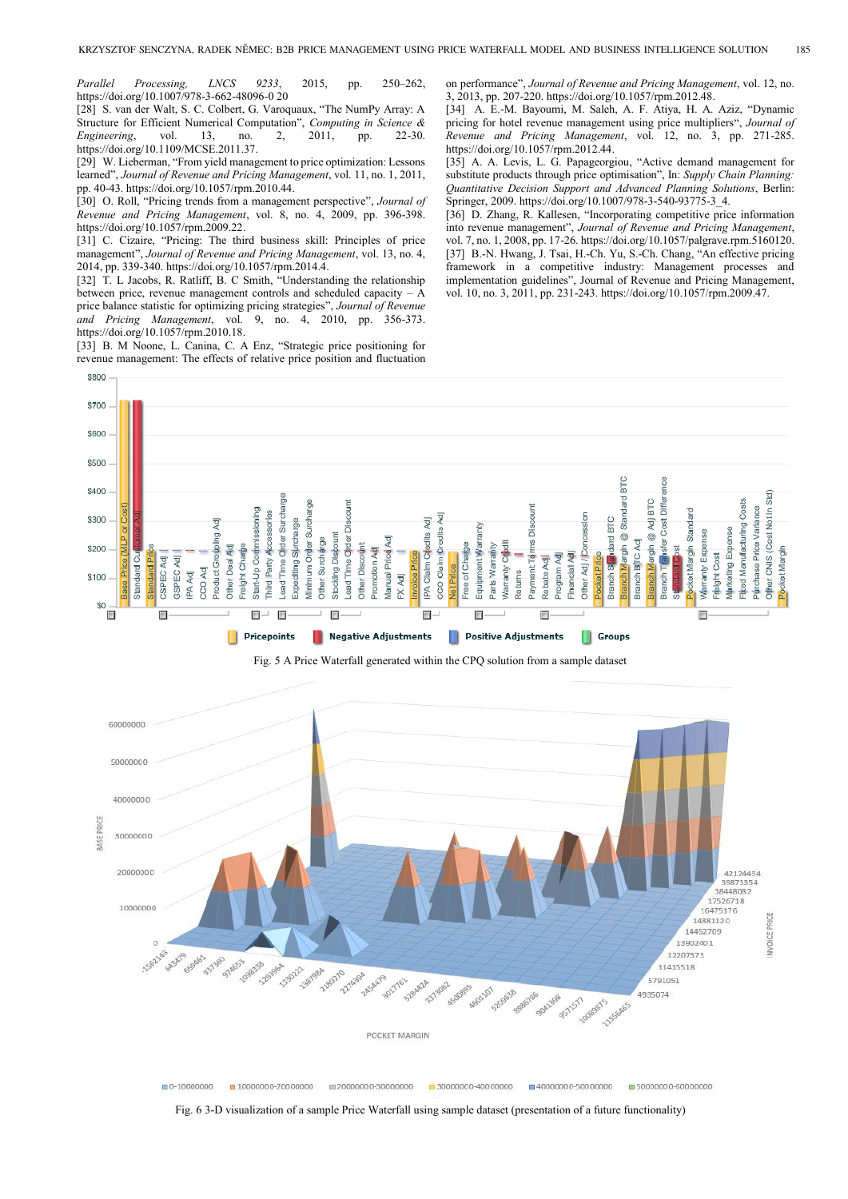*Parallel Processing, LNCS 9233*, 2015, pp. 250–262, https://doi.org/10.1007/978-3-662-48096-0 20

[28] S. van der Walt, S. C. Colbert, G. Varoquaux, "The NumPy Array: A Structure for Efficient Numerical Computation", *Computing in Science & Engineering*, vol. 13, no. 2, 2011, pp. 22-30. https://doi.org/10.1109/MCSE.2011.37.

[29] W. Lieberman, "From yield management to price optimization: Lessons learned", *Journal of Revenue and Pricing Management*, vol. 11, no. 1, 2011, pp. 40-43. https://doi.org/10.1057/rpm.2010.44.

[30] O. Roll, "Pricing trends from a management perspective", *Journal of Revenue and Pricing Management*, vol. 8, no. 4, 2009, pp. 396-398. https://doi.org/10.1057/rpm.2009.22.

[31] C. Cizaire, "Pricing: The third business skill: Principles of price management", *Journal of Revenue and Pricing Management*, vol. 13, no. 4, 2014, pp. 339-340. https://doi.org/10.1057/rpm.2014.4.

[32] T. L Jacobs, R. Ratliff, B. C Smith, "Understanding the relationship between price, revenue management controls and scheduled capacity – A price balance statistic for optimizing pricing strategies", *Journal of Revenue and Pricing Management*, vol. 9, no. 4, 2010, pp. 356-373. https://doi.org/10.1057/rpm.2010.18.

[33] B. M Noone, L. Canina, C. A Enz, "Strategic price positioning for revenue management: The effects of relative price position and fluctuation on performance", *Journal of Revenue and Pricing Management*, vol. 12, no. 3, 2013, pp. 207-220. https://doi.org/10.1057/rpm.2012.48.

[34] A. E.-M. Bayoumi, M. Saleh, A. F. Atiya, H. A. Aziz, "Dynamic pricing for hotel revenue management using price multipliers", *Journal of Revenue and Pricing Management*, vol. 12, no. 3, pp. 271-285. https://doi.org/10.1057/rpm.2012.44.

[35] A. A. Levis, L. G. Papageorgiou, "Active demand management for substitute products through price optimisation", In: *Supply Chain Planning: Quantitative Decision Support and Advanced Planning Solutions*, Berlin: Springer, 2009. https://doi.org/10.1007/978-3-540-93775-3_4.

[36] D. Zhang, R. Kallesen, "Incorporating competitive price information into revenue management", *Journal of Revenue and Pricing Management*, vol. 7, no. 1, 2008, pp. 17-26. https://doi.org/10.1057/palgrave.rpm.5160120.

[37] B.-N. Hwang, J. Tsai, H.-Ch. Yu, S.-Ch. Chang, "An effective pricing framework in a competitive industry: Management processes and implementation guidelines", Journal of Revenue and Pricing Management, vol. 10, no. 3, 2011, pp. 231-243. https://doi.org/10.1057/rpm.2009.47.

$800
$700
$600
$500
$400
$300
$200
$100
$0

Base Price (MLP or Cost)
Standard Customer Adj
Standard Price
CSPEC Adj
GSPEC Adj
IPA Adj
CCO Adj
Product Grouping Adj
Other Deal Adj
Freight Charge
Start-Up Commissioning
Third Party Accessories
Lead Time Order Surcharge
Expediting Surcharge
Minimum Order Surcharge
Other Surcharge
Stocking Discount
Lead Time Order Discount
Other Discount
Promotion Adj
Manual Price Adj
FX Adj
Invoice Price
IPA Claim Credits Adj
CCO Claim Credits Adj
Net Price
Free of Charge
Equipment Warranty
Parts Warranty
Warranty Credit
Returns
Payment Terms Discount
Rebate Adj
Program Adj
Financial Adj
Other Adj / Concession
Pocket Price
Branch Standard BTC
Branch Margin @ Standard BTC
Branch BTC Adj
Branch Margin @ Adj BTC
Branch Transfer Cost Difference
Standard Cost
Pocket Margin Standard
Warranty Expense
Freight Cost
Marketing Expense
Fixed Manufacturing Costs
Purchase Price Variance
Other CNIS (Cost Not In Std)
Pocket Margin

Pricepoints
Negative Adjustments
Positive Adjustments
Groups

Fig. 5 A Price Waterfall generated within the CPQ solution from a sample dataset

60000000
50000000
40000000
30000000
20000000
10000000
0

BASE PRICE

-1562143
643479
659461
937360
974653
1098338
1259964
1330221
1387984
2169270
2274394
2454479
3017761
3284424
3373062
4500895
4601107
5209638
8986786
9041398
9571577
10089875
11556465

POCKET MARGIN

42124454
39873354
38448082
17526718
16475176
14881120
14452709
13902401
12207373
11415518
5791051
4935074

INVOICE PRICE

0-10000000
10000000-20000000
20000000-30000000
30000000-40000000
40000000-50000000
50000000-60000000

Fig. 6 3-D visualization of a sample Price Waterfall using sample dataset (presentation of a future functionality)